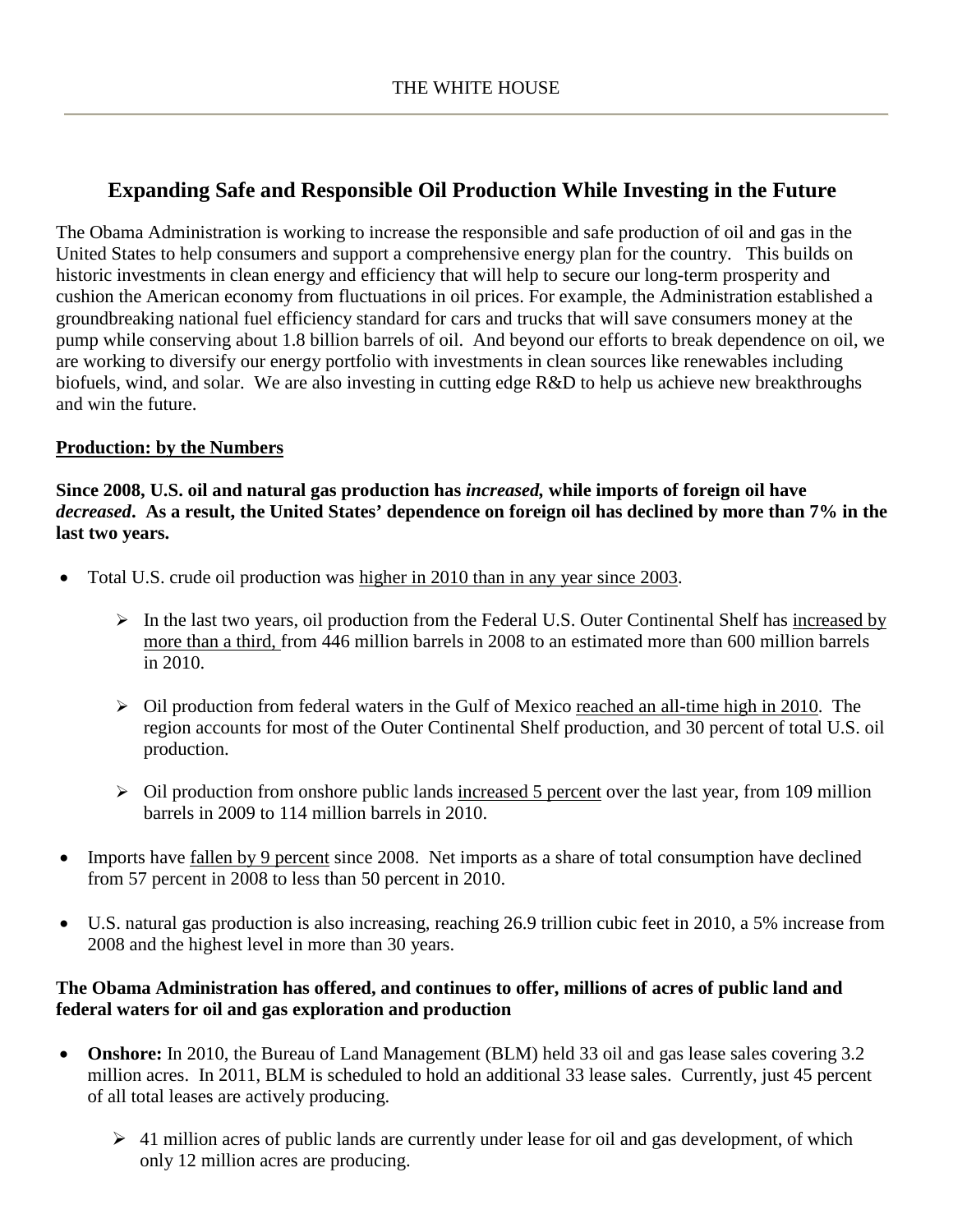THE WHITE HOUSE

# Expanding Safe and Responsible Oil Production While Investing in the Future

The Obama Administration is working to increase the responsible and safe production of oil and gas in the United States to help consumers and support a comprehensive energy plan for the country. This builds on historic investments in clean energy and efficiency that will help to secure our long-term prosperity and cushion the American economy from fluctuations in oil prices. For example, the Administration established a groundbreaking national fuel efficiency standard for cars and trucks that will save consumers money at the pump while conserving about 1.8 billion barrels of oil. And beyond our efforts to break dependence on oil, we are working to diversify our energy portfolio with investments in clean sources like renewables including biofuels, wind, and solar. We are also investing in cutting edge R&D to help us achieve new breakthroughs and win the future.

## Production: by the Numbers

**Since 2008, U.S. oil and natural gas production has *increased,* while imports of foreign oil have *decreased*. As a result, the United States' dependence on foreign oil has declined by more than 7% in the last two years.**

- Total U.S. crude oil production was higher in 2010 than in any year since 2003.
  - In the last two years, oil production from the Federal U.S. Outer Continental Shelf has increased by more than a third, from 446 million barrels in 2008 to an estimated more than 600 million barrels in 2010.
  - Oil production from federal waters in the Gulf of Mexico reached an all-time high in 2010. The region accounts for most of the Outer Continental Shelf production, and 30 percent of total U.S. oil production.
  - Oil production from onshore public lands increased 5 percent over the last year, from 109 million barrels in 2009 to 114 million barrels in 2010.
- Imports have fallen by 9 percent since 2008. Net imports as a share of total consumption have declined from 57 percent in 2008 to less than 50 percent in 2010.
- U.S. natural gas production is also increasing, reaching 26.9 trillion cubic feet in 2010, a 5% increase from 2008 and the highest level in more than 30 years.

**The Obama Administration has offered, and continues to offer, millions of acres of public land and federal waters for oil and gas exploration and production**

- **Onshore:** In 2010, the Bureau of Land Management (BLM) held 33 oil and gas lease sales covering 3.2 million acres. In 2011, BLM is scheduled to hold an additional 33 lease sales. Currently, just 45 percent of all total leases are actively producing.
  - 41 million acres of public lands are currently under lease for oil and gas development, of which only 12 million acres are producing.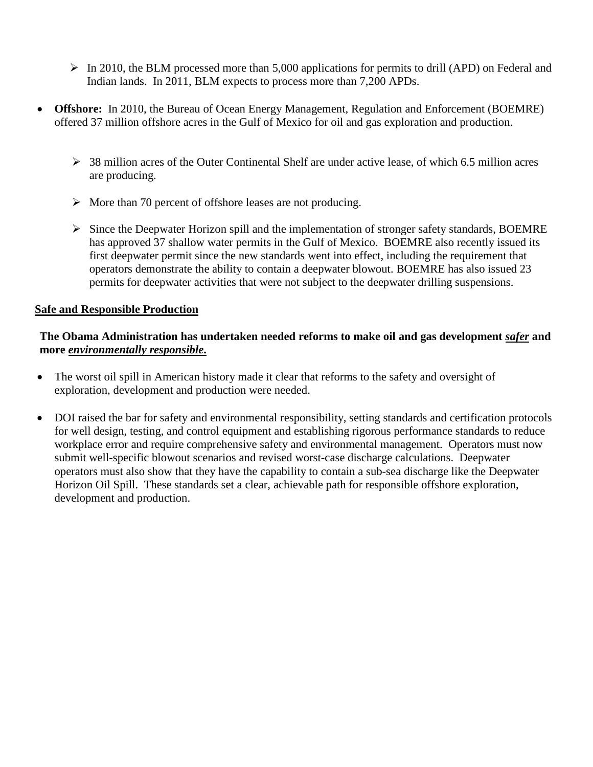- In 2010, the BLM processed more than 5,000 applications for permits to drill (APD) on Federal and Indian lands. In 2011, BLM expects to process more than 7,200 APDs.

- **Offshore:** In 2010, the Bureau of Ocean Energy Management, Regulation and Enforcement (BOEMRE) offered 37 million offshore acres in the Gulf of Mexico for oil and gas exploration and production.

  - 38 million acres of the Outer Continental Shelf are under active lease, of which 6.5 million acres are producing.

  - More than 70 percent of offshore leases are not producing.

  - Since the Deepwater Horizon spill and the implementation of stronger safety standards, BOEMRE has approved 37 shallow water permits in the Gulf of Mexico. BOEMRE also recently issued its first deepwater permit since the new standards went into effect, including the requirement that operators demonstrate the ability to contain a deepwater blowout. BOEMRE has also issued 23 permits for deepwater activities that were not subject to the deepwater drilling suspensions.

## Safe and Responsible Production

**The Obama Administration has undertaken needed reforms to make oil and gas development *safer* and more *environmentally responsible*.**

- The worst oil spill in American history made it clear that reforms to the safety and oversight of exploration, development and production were needed.

- DOI raised the bar for safety and environmental responsibility, setting standards and certification protocols for well design, testing, and control equipment and establishing rigorous performance standards to reduce workplace error and require comprehensive safety and environmental management. Operators must now submit well-specific blowout scenarios and revised worst-case discharge calculations. Deepwater operators must also show that they have the capability to contain a sub-sea discharge like the Deepwater Horizon Oil Spill. These standards set a clear, achievable path for responsible offshore exploration, development and production.